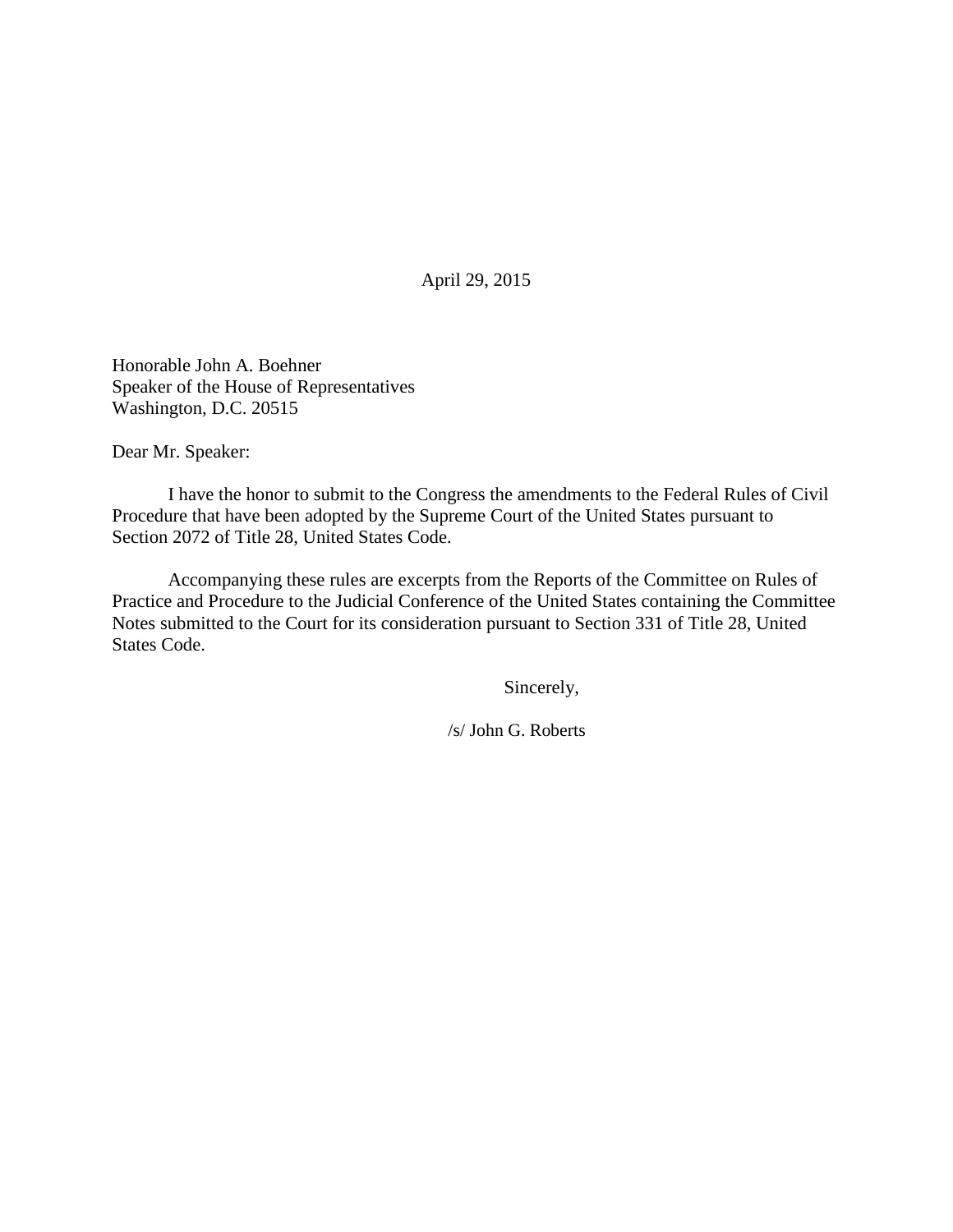April 29, 2015

Honorable John A. Boehner
Speaker of the House of Representatives
Washington, D.C. 20515

Dear Mr. Speaker:

I have the honor to submit to the Congress the amendments to the Federal Rules of Civil Procedure that have been adopted by the Supreme Court of the United States pursuant to Section 2072 of Title 28, United States Code.

Accompanying these rules are excerpts from the Reports of the Committee on Rules of Practice and Procedure to the Judicial Conference of the United States containing the Committee Notes submitted to the Court for its consideration pursuant to Section 331 of Title 28, United States Code.

Sincerely,

/s/ John G. Roberts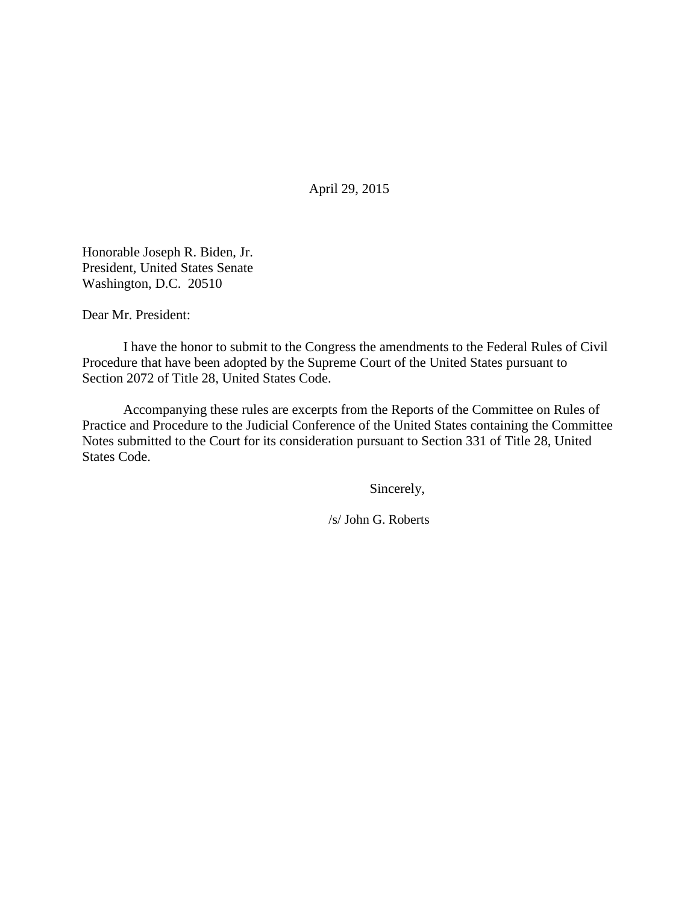April 29, 2015

Honorable Joseph R. Biden, Jr.
President, United States Senate
Washington, D.C. 20510

Dear Mr. President:

I have the honor to submit to the Congress the amendments to the Federal Rules of Civil Procedure that have been adopted by the Supreme Court of the United States pursuant to Section 2072 of Title 28, United States Code.

Accompanying these rules are excerpts from the Reports of the Committee on Rules of Practice and Procedure to the Judicial Conference of the United States containing the Committee Notes submitted to the Court for its consideration pursuant to Section 331 of Title 28, United States Code.

Sincerely,

/s/ John G. Roberts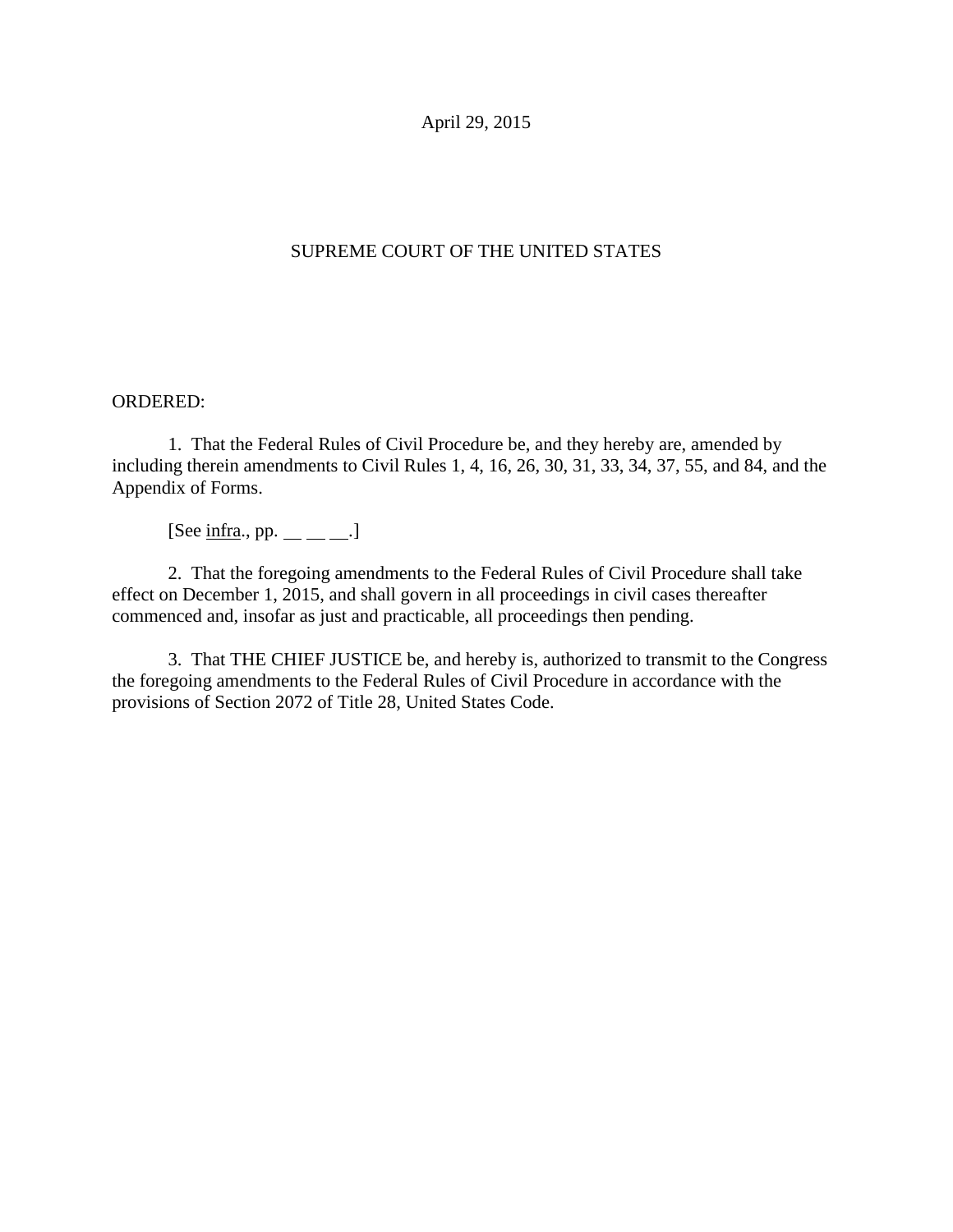April 29, 2015

SUPREME COURT OF THE UNITED STATES

ORDERED:

1. That the Federal Rules of Civil Procedure be, and they hereby are, amended by including therein amendments to Civil Rules 1, 4, 16, 26, 30, 31, 33, 34, 37, 55, and 84, and the Appendix of Forms.

[See infra., pp. __ __ __.]

2. That the foregoing amendments to the Federal Rules of Civil Procedure shall take effect on December 1, 2015, and shall govern in all proceedings in civil cases thereafter commenced and, insofar as just and practicable, all proceedings then pending.

3. That THE CHIEF JUSTICE be, and hereby is, authorized to transmit to the Congress the foregoing amendments to the Federal Rules of Civil Procedure in accordance with the provisions of Section 2072 of Title 28, United States Code.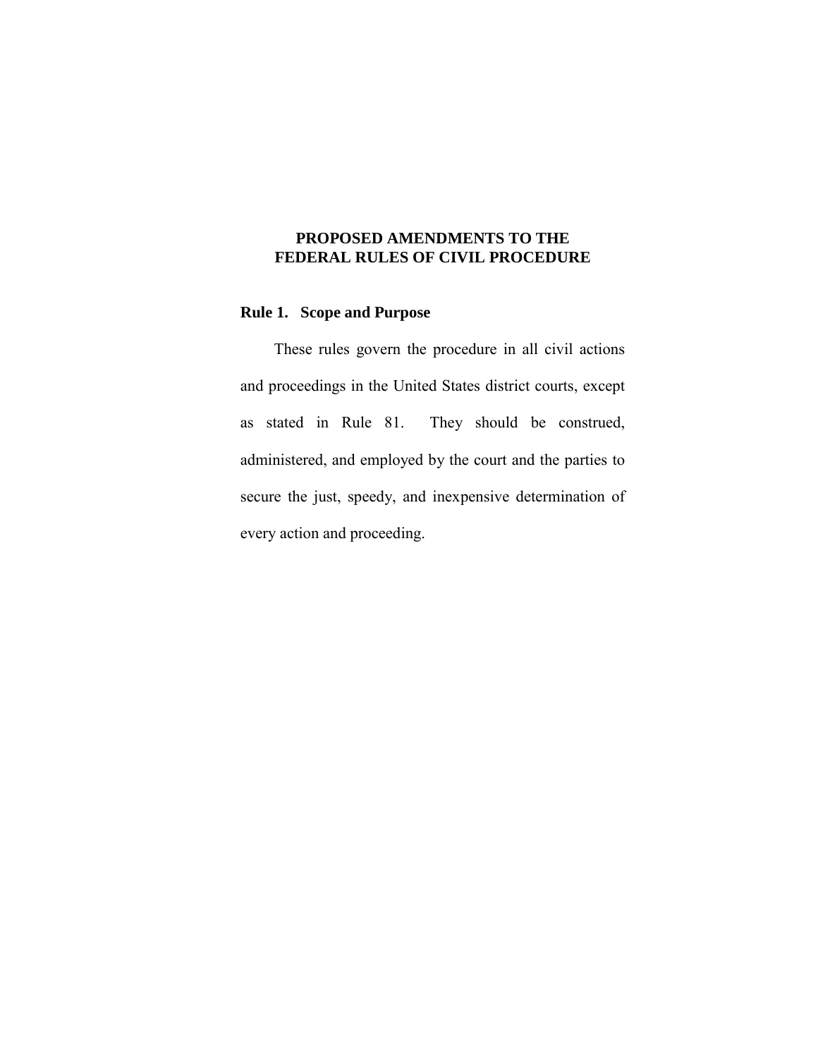# PROPOSED AMENDMENTS TO THE FEDERAL RULES OF CIVIL PROCEDURE

## Rule 1. Scope and Purpose

These rules govern the procedure in all civil actions and proceedings in the United States district courts, except as stated in Rule 81. They should be construed, administered, and employed by the court and the parties to secure the just, speedy, and inexpensive determination of every action and proceeding.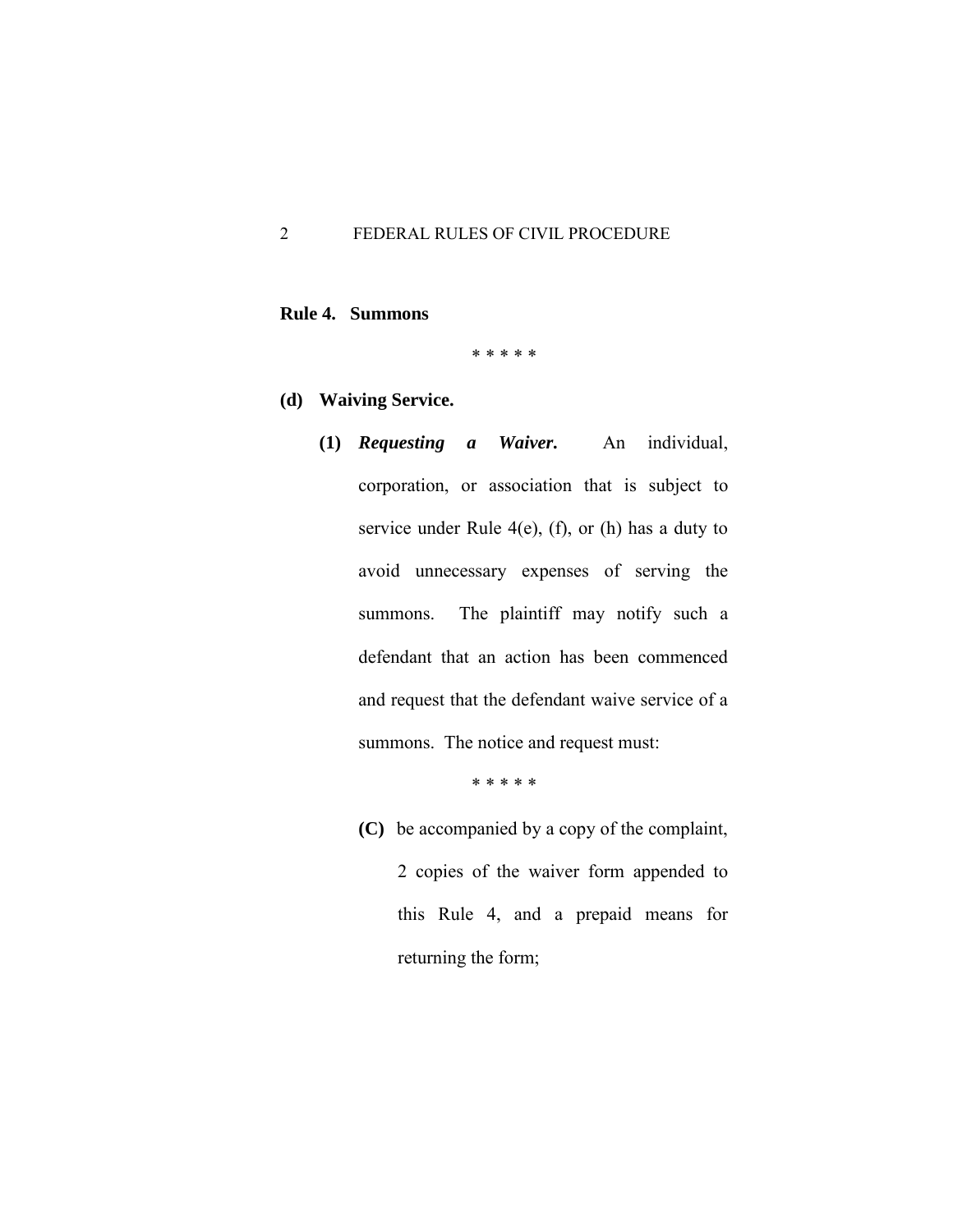**Rule 4. Summons**

\* \* \* \* \*

**(d) Waiving Service.**

**(1)** ***Requesting a Waiver.*** An individual, corporation, or association that is subject to service under Rule 4(e), (f), or (h) has a duty to avoid unnecessary expenses of serving the summons. The plaintiff may notify such a defendant that an action has been commenced and request that the defendant waive service of a summons. The notice and request must:

\* \* \* \* \*

**(C)** be accompanied by a copy of the complaint, 2 copies of the waiver form appended to this Rule 4, and a prepaid means for returning the form;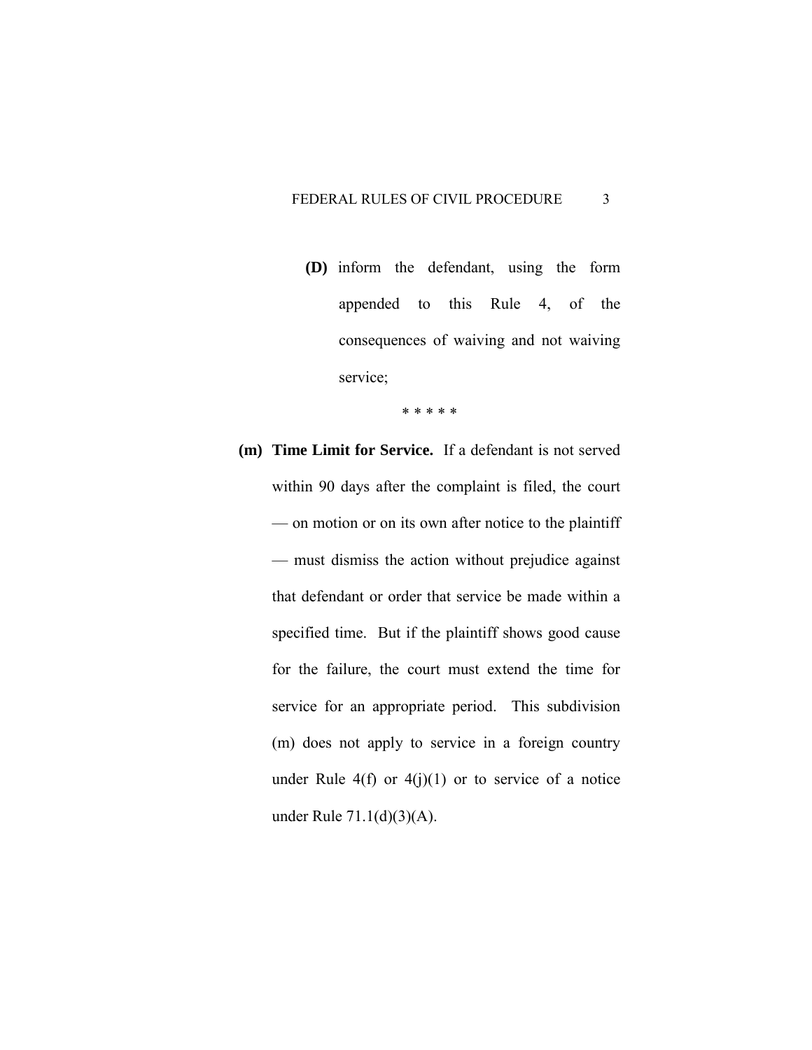**(D)** inform the defendant, using the form appended to this Rule 4, of the consequences of waiving and not waiving service;

\* \* \* \* \*

**(m) Time Limit for Service.** If a defendant is not served within 90 days after the complaint is filed, the court — on motion or on its own after notice to the plaintiff — must dismiss the action without prejudice against that defendant or order that service be made within a specified time. But if the plaintiff shows good cause for the failure, the court must extend the time for service for an appropriate period. This subdivision (m) does not apply to service in a foreign country under Rule 4(f) or 4(j)(1) or to service of a notice under Rule 71.1(d)(3)(A).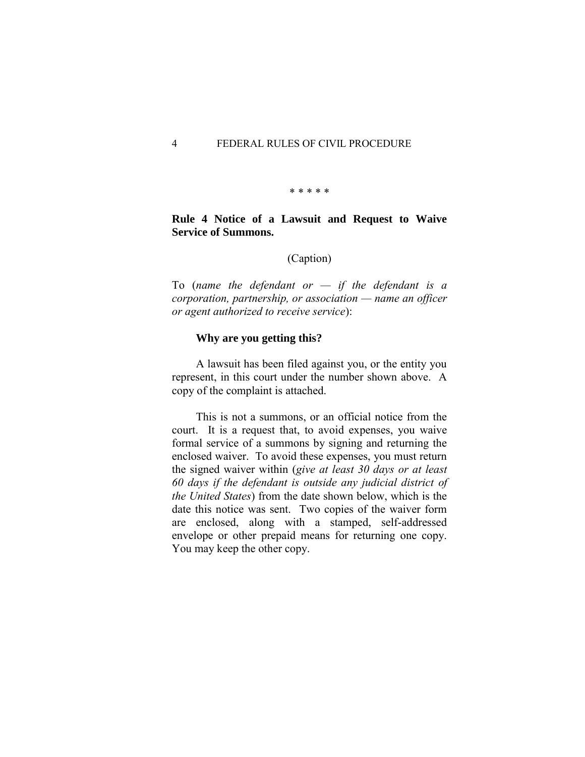\* \* \* \* \*

**Rule 4 Notice of a Lawsuit and Request to Waive Service of Summons.**

(Caption)

To (*name the defendant or — if the defendant is a corporation, partnership, or association — name an officer or agent authorized to receive service*):

**Why are you getting this?**

A lawsuit has been filed against you, or the entity you represent, in this court under the number shown above. A copy of the complaint is attached.

This is not a summons, or an official notice from the court. It is a request that, to avoid expenses, you waive formal service of a summons by signing and returning the enclosed waiver. To avoid these expenses, you must return the signed waiver within (*give at least 30 days or at least 60 days if the defendant is outside any judicial district of the United States*) from the date shown below, which is the date this notice was sent. Two copies of the waiver form are enclosed, along with a stamped, self-addressed envelope or other prepaid means for returning one copy. You may keep the other copy.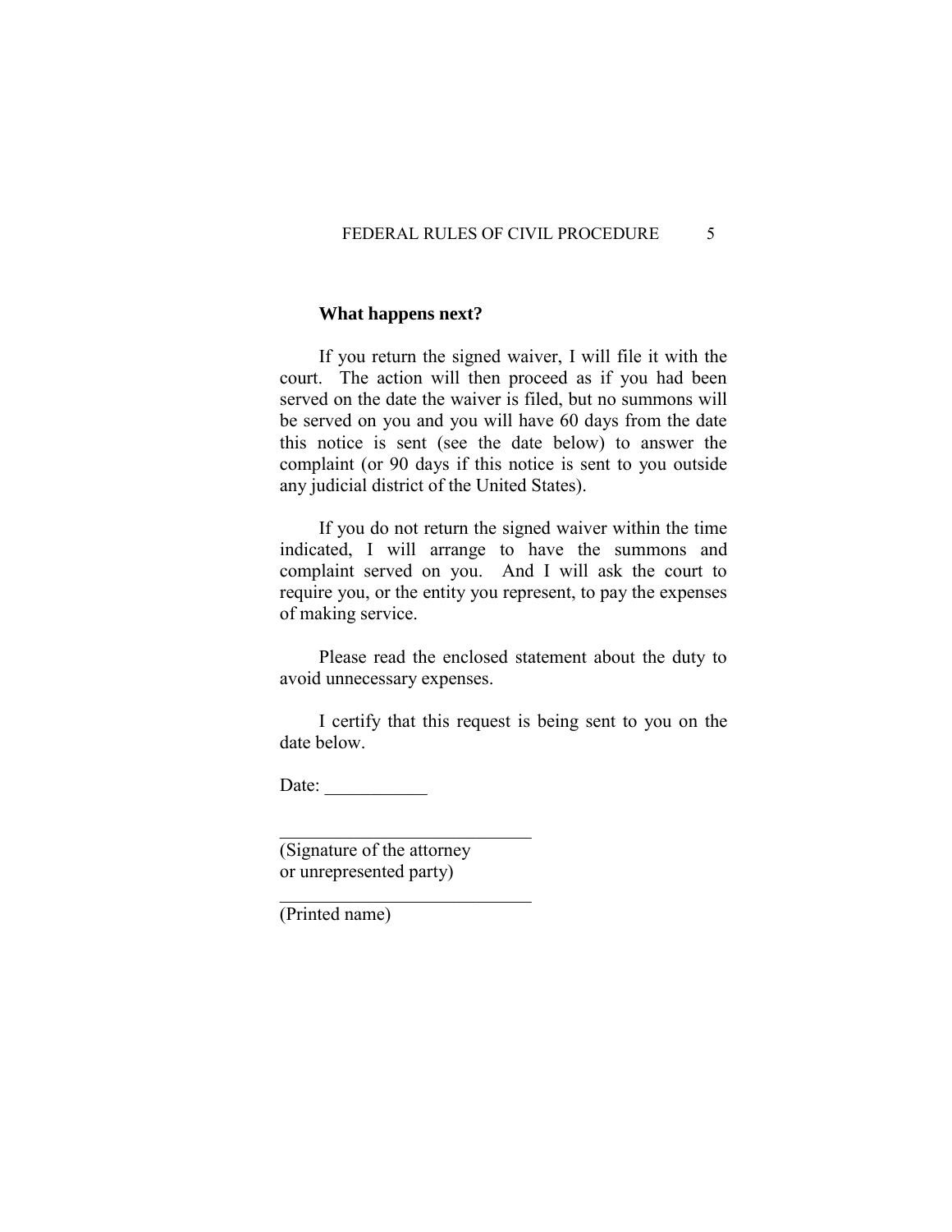**What happens next?**

If you return the signed waiver, I will file it with the court. The action will then proceed as if you had been served on the date the waiver is filed, but no summons will be served on you and you will have 60 days from the date this notice is sent (see the date below) to answer the complaint (or 90 days if this notice is sent to you outside any judicial district of the United States).

If you do not return the signed waiver within the time indicated, I will arrange to have the summons and complaint served on you. And I will ask the court to require you, or the entity you represent, to pay the expenses of making service.

Please read the enclosed statement about the duty to avoid unnecessary expenses.

I certify that this request is being sent to you on the date below.

Date: ___________

____________________________
(Signature of the attorney
or unrepresented party)

____________________________
(Printed name)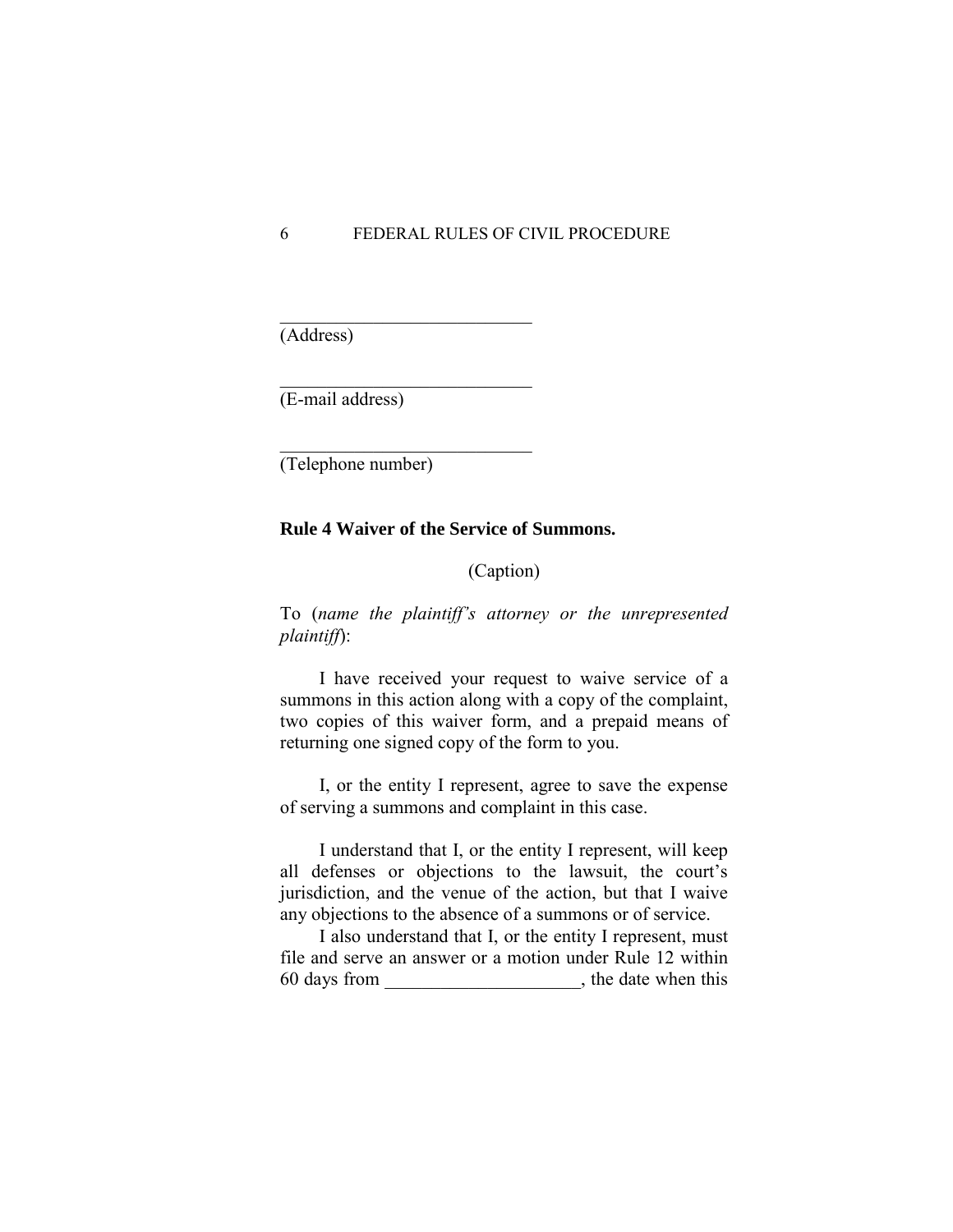\_\_\_\_\_\_\_\_\_\_\_\_\_\_\_\_\_\_\_\_\_\_\_\_\_\_\_\_\_\_
(Address)

\_\_\_\_\_\_\_\_\_\_\_\_\_\_\_\_\_\_\_\_\_\_\_\_\_\_\_\_\_\_
(E-mail address)

\_\_\_\_\_\_\_\_\_\_\_\_\_\_\_\_\_\_\_\_\_\_\_\_\_\_\_\_\_\_
(Telephone number)

**Rule 4 Waiver of the Service of Summons.**

(Caption)

To (*name the plaintiff's attorney or the unrepresented plaintiff*):

I have received your request to waive service of a summons in this action along with a copy of the complaint, two copies of this waiver form, and a prepaid means of returning one signed copy of the form to you.

I, or the entity I represent, agree to save the expense of serving a summons and complaint in this case.

I understand that I, or the entity I represent, will keep all defenses or objections to the lawsuit, the court's jurisdiction, and the venue of the action, but that I waive any objections to the absence of a summons or of service.

I also understand that I, or the entity I represent, must file and serve an answer or a motion under Rule 12 within 60 days from \_\_\_\_\_\_\_\_\_\_\_\_\_\_\_\_\_\_\_\_\_, the date when this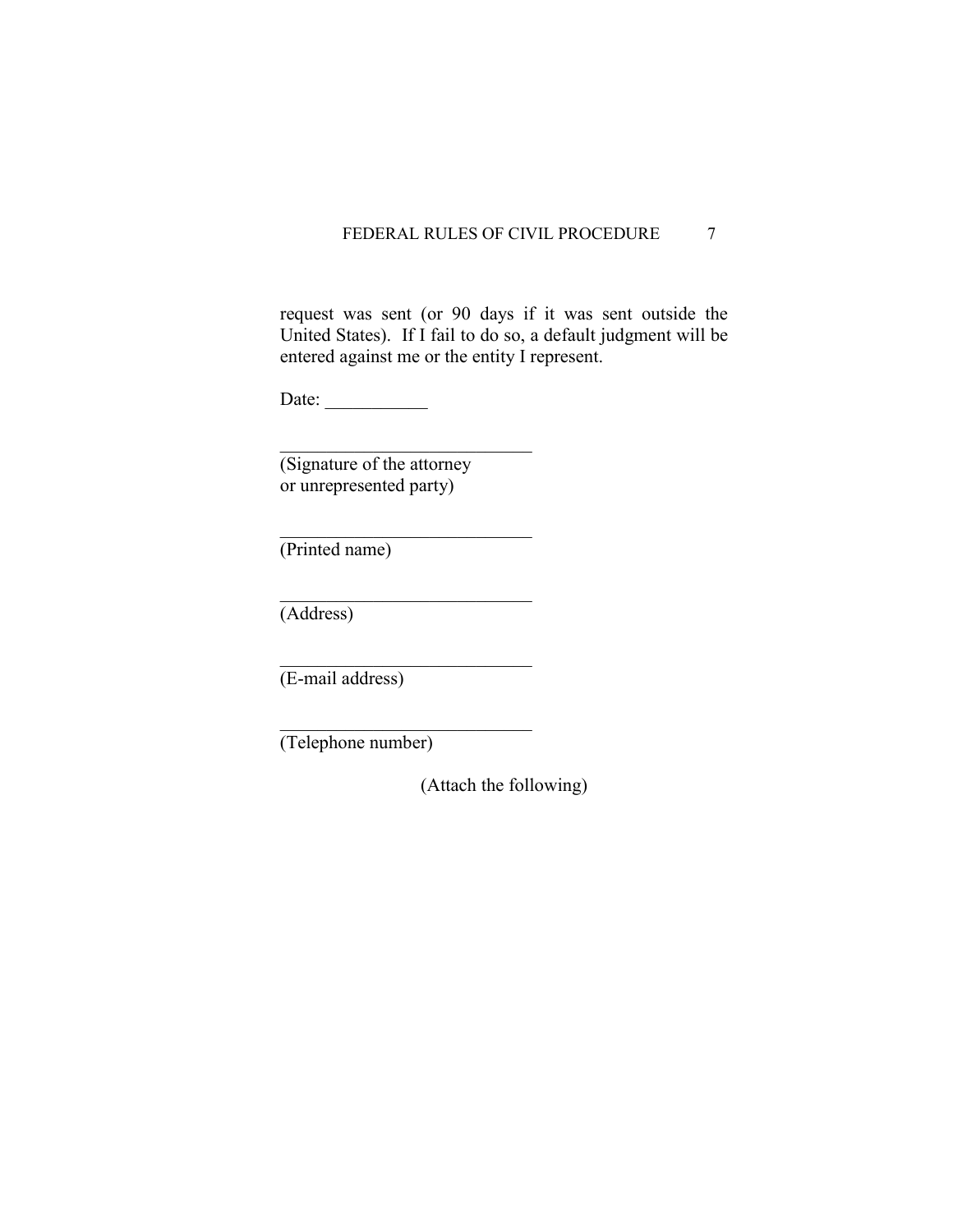request was sent (or 90 days if it was sent outside the United States). If I fail to do so, a default judgment will be entered against me or the entity I represent.

Date: ___________

____________________________
(Signature of the attorney or unrepresented party)

____________________________
(Printed name)

____________________________
(Address)

____________________________
(E-mail address)

____________________________
(Telephone number)

(Attach the following)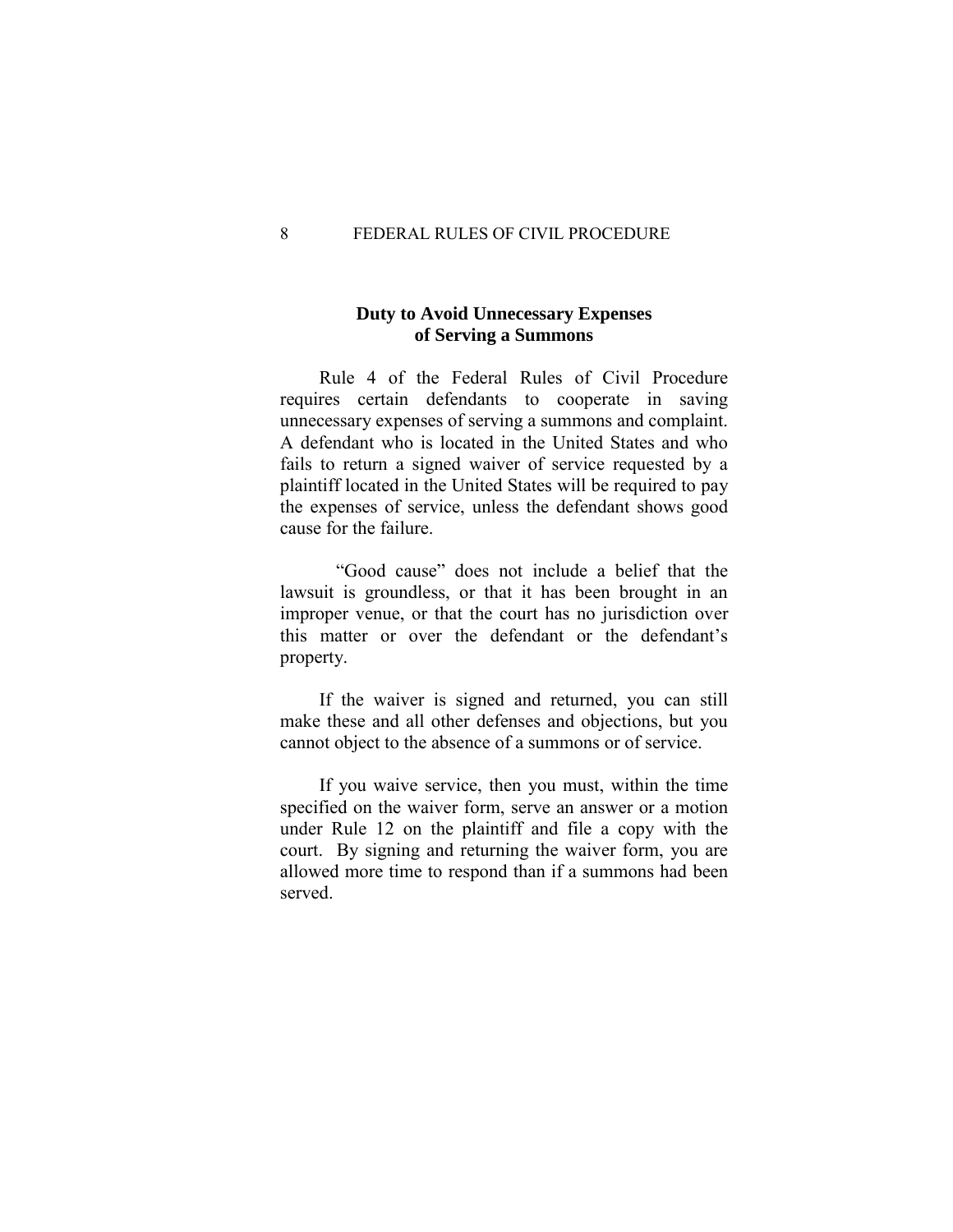## Duty to Avoid Unnecessary Expenses of Serving a Summons

Rule 4 of the Federal Rules of Civil Procedure requires certain defendants to cooperate in saving unnecessary expenses of serving a summons and complaint. A defendant who is located in the United States and who fails to return a signed waiver of service requested by a plaintiff located in the United States will be required to pay the expenses of service, unless the defendant shows good cause for the failure.

"Good cause" does not include a belief that the lawsuit is groundless, or that it has been brought in an improper venue, or that the court has no jurisdiction over this matter or over the defendant or the defendant's property.

If the waiver is signed and returned, you can still make these and all other defenses and objections, but you cannot object to the absence of a summons or of service.

If you waive service, then you must, within the time specified on the waiver form, serve an answer or a motion under Rule 12 on the plaintiff and file a copy with the court. By signing and returning the waiver form, you are allowed more time to respond than if a summons had been served.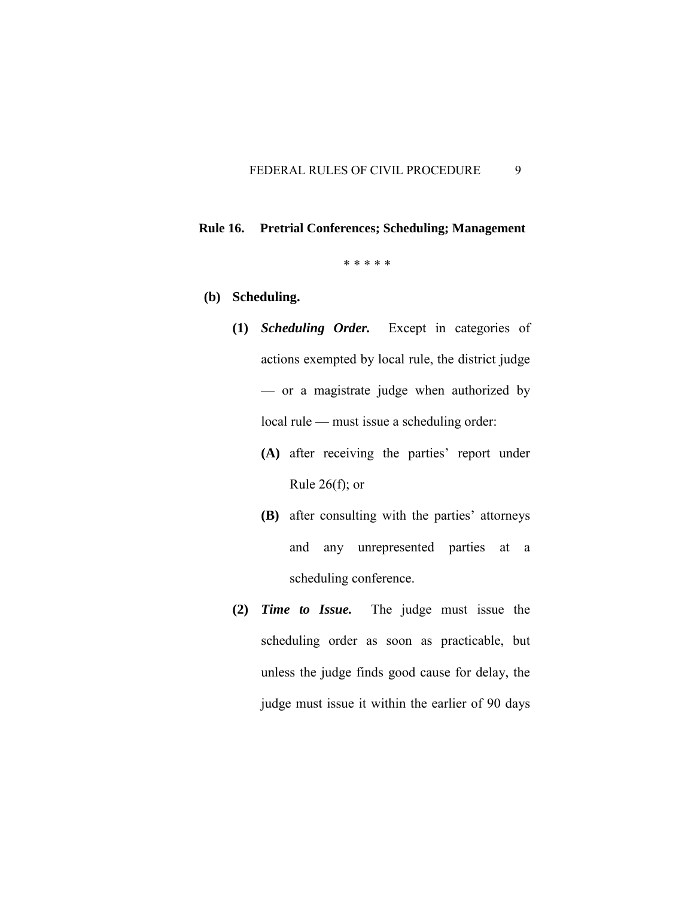## Rule 16. Pretrial Conferences; Scheduling; Management

\* \* \* \* \*

**(b) Scheduling.**

**(1)** ***Scheduling Order.*** Except in categories of actions exempted by local rule, the district judge — or a magistrate judge when authorized by local rule — must issue a scheduling order:

**(A)** after receiving the parties' report under Rule 26(f); or

**(B)** after consulting with the parties' attorneys and any unrepresented parties at a scheduling conference.

**(2)** ***Time to Issue.*** The judge must issue the scheduling order as soon as practicable, but unless the judge finds good cause for delay, the judge must issue it within the earlier of 90 days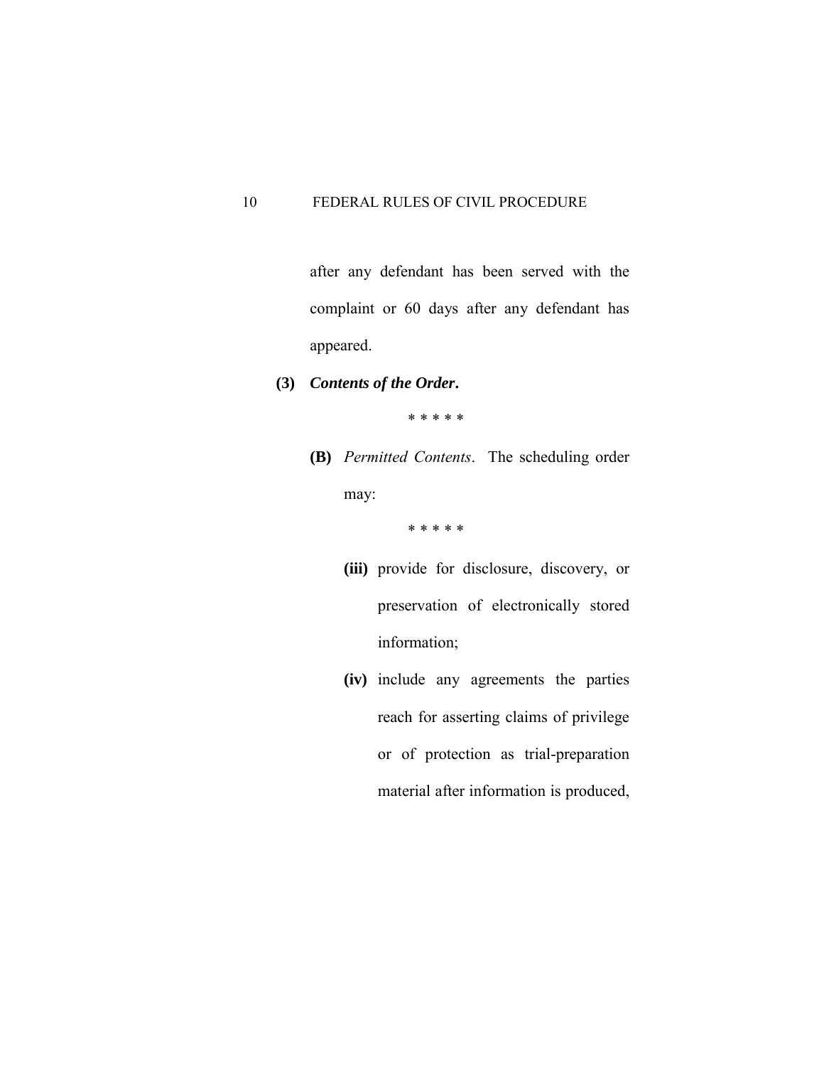after any defendant has been served with the complaint or 60 days after any defendant has appeared.

**(3)** ***Contents of the Order*.**

\* \* \* \* \*

**(B)** *Permitted Contents*. The scheduling order may:

\* \* \* \* \*

**(iii)** provide for disclosure, discovery, or preservation of electronically stored information;

**(iv)** include any agreements the parties reach for asserting claims of privilege or of protection as trial-preparation material after information is produced,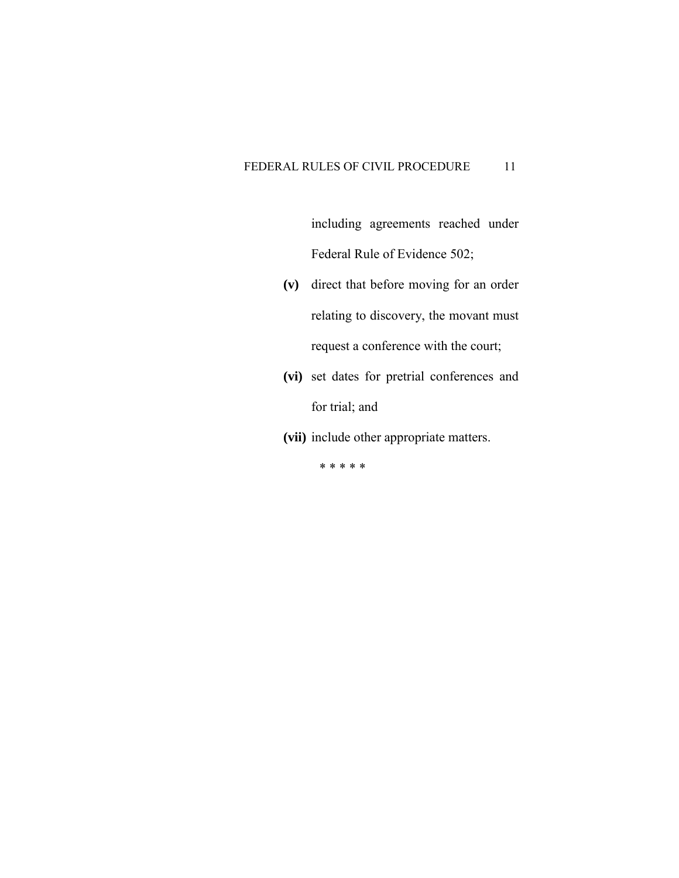including agreements reached under Federal Rule of Evidence 502;

**(v)** direct that before moving for an order relating to discovery, the movant must request a conference with the court;

**(vi)** set dates for pretrial conferences and for trial; and

**(vii)** include other appropriate matters.

\* \* \* \* \*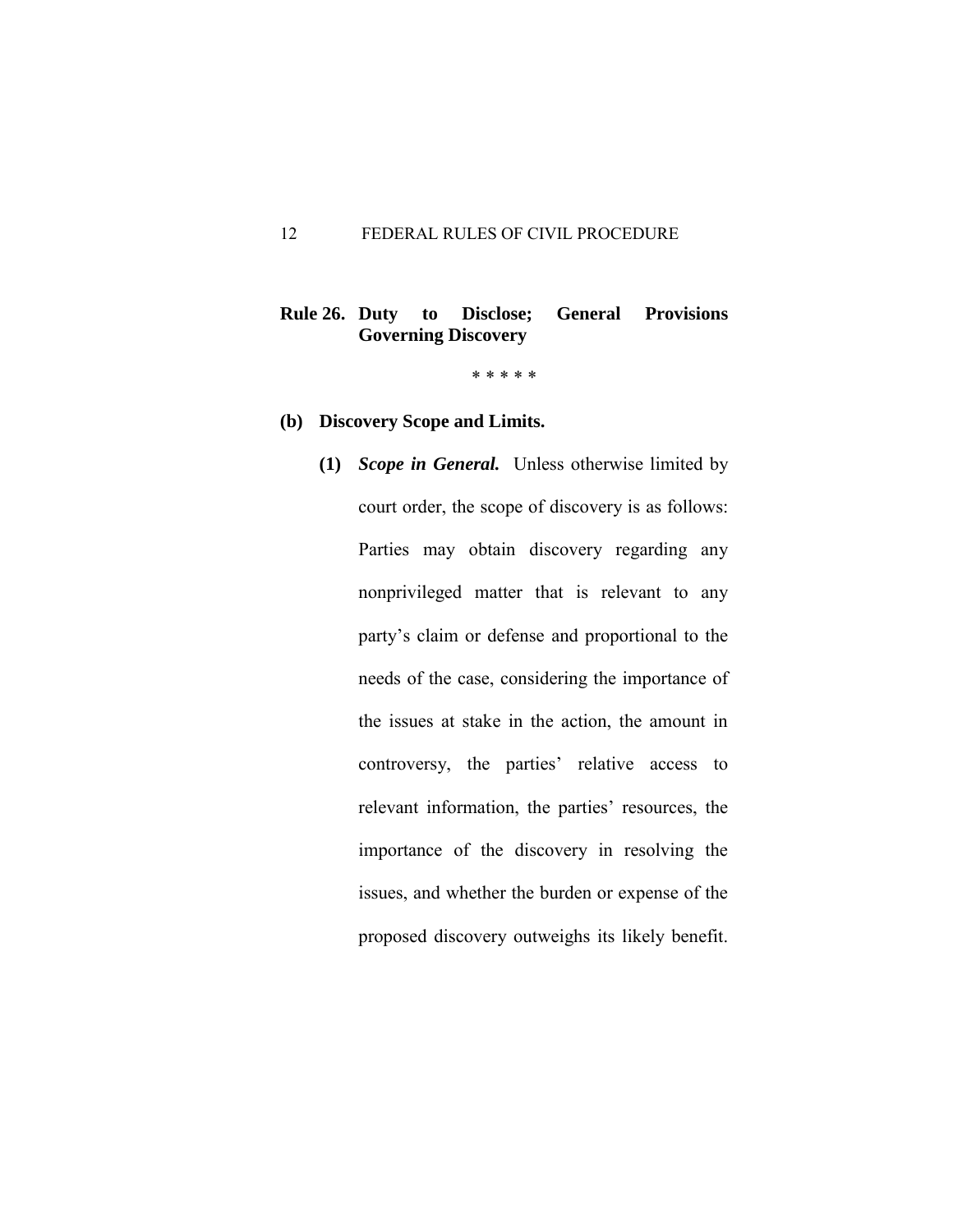## Rule 26. Duty to Disclose; General Provisions Governing Discovery

\* \* \* \* \*

**(b) Discovery Scope and Limits.**

**(1)** ***Scope in General.*** Unless otherwise limited by court order, the scope of discovery is as follows: Parties may obtain discovery regarding any nonprivileged matter that is relevant to any party's claim or defense and proportional to the needs of the case, considering the importance of the issues at stake in the action, the amount in controversy, the parties' relative access to relevant information, the parties' resources, the importance of the discovery in resolving the issues, and whether the burden or expense of the proposed discovery outweighs its likely benefit.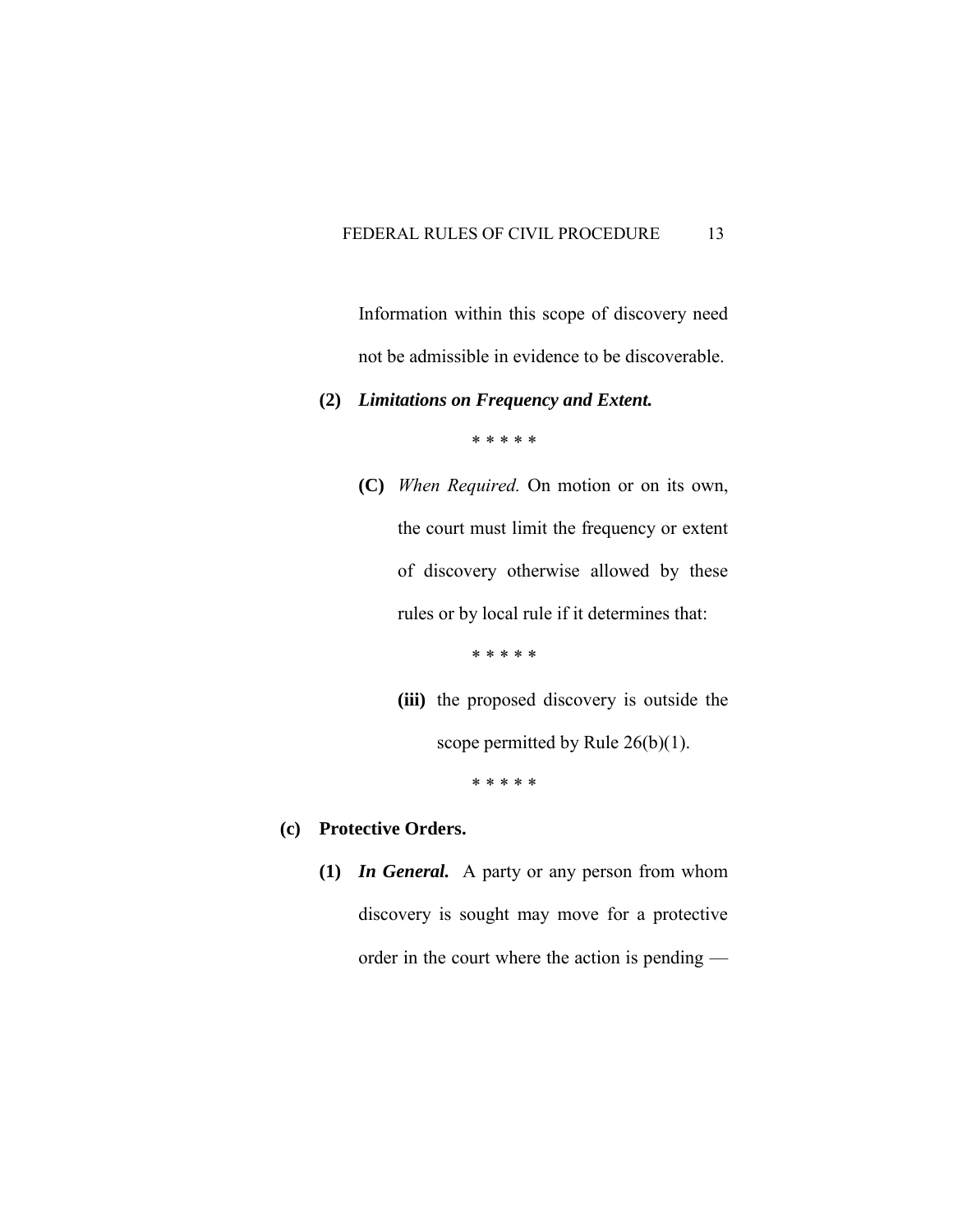Information within this scope of discovery need not be admissible in evidence to be discoverable.

**(2)** ***Limitations on Frequency and Extent.***

\* \* \* \* \*

**(C)** *When Required.* On motion or on its own, the court must limit the frequency or extent of discovery otherwise allowed by these rules or by local rule if it determines that:

\* \* \* \* \*

**(iii)** the proposed discovery is outside the scope permitted by Rule 26(b)(1).

\* \* \* \* \*

**(c)** **Protective Orders.**

**(1)** ***In General.*** A party or any person from whom discovery is sought may move for a protective order in the court where the action is pending —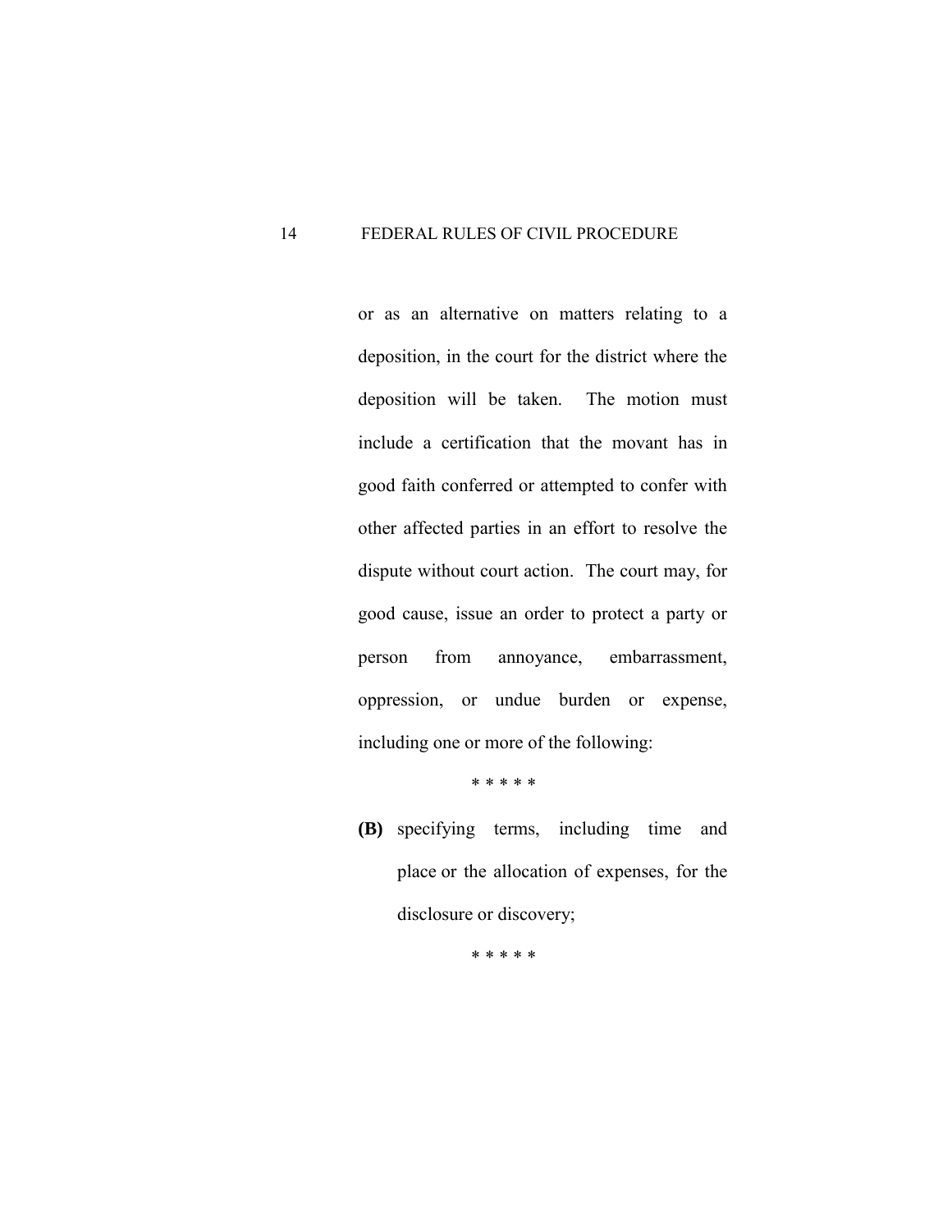or as an alternative on matters relating to a deposition, in the court for the district where the deposition will be taken. The motion must include a certification that the movant has in good faith conferred or attempted to confer with other affected parties in an effort to resolve the dispute without court action. The court may, for good cause, issue an order to protect a party or person from annoyance, embarrassment, oppression, or undue burden or expense, including one or more of the following:

\* \* \* \* \*

**(B)** specifying terms, including time and place or the allocation of expenses, for the disclosure or discovery;

\* \* \* \* \*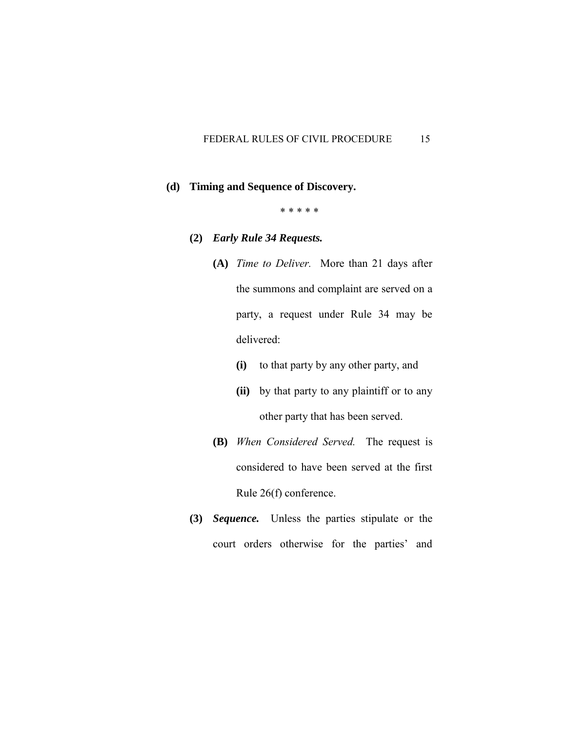**(d) Timing and Sequence of Discovery.**

\* \* \* \* \*

**(2)** ***Early Rule 34 Requests.***

**(A)** *Time to Deliver.* More than 21 days after the summons and complaint are served on a party, a request under Rule 34 may be delivered:

**(i)** to that party by any other party, and

**(ii)** by that party to any plaintiff or to any other party that has been served.

**(B)** *When Considered Served.* The request is considered to have been served at the first Rule 26(f) conference.

**(3)** ***Sequence.*** Unless the parties stipulate or the court orders otherwise for the parties' and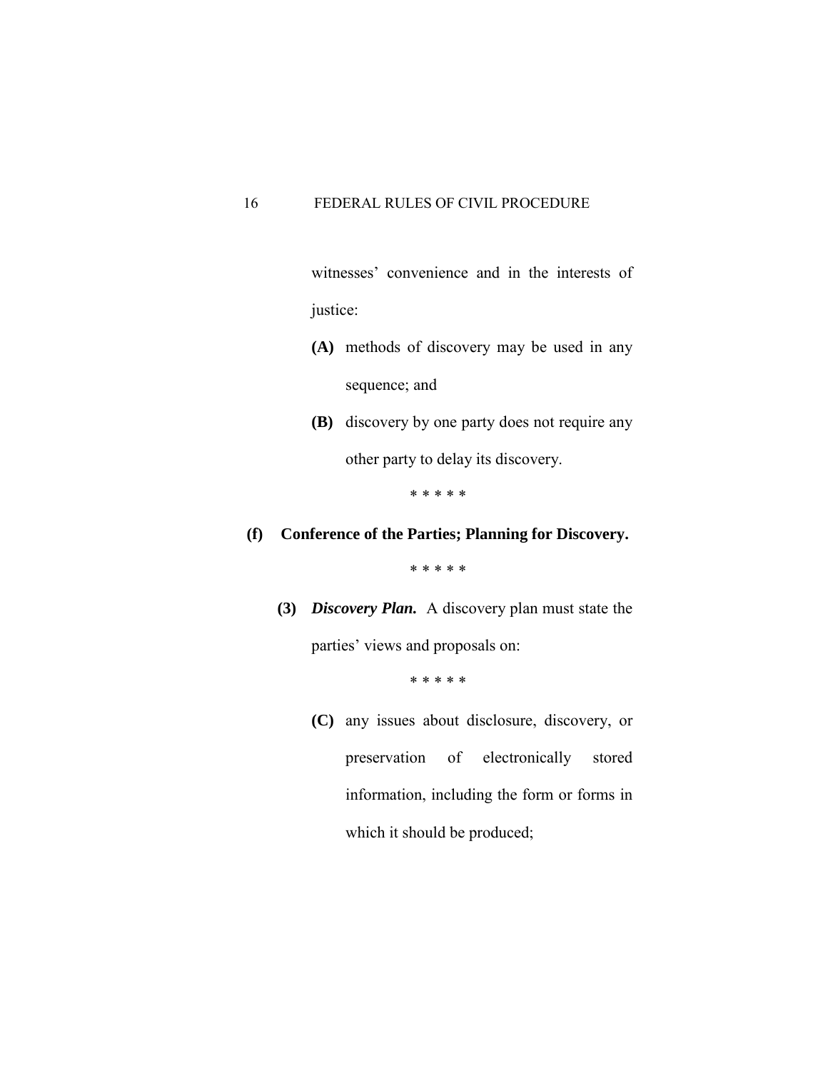witnesses' convenience and in the interests of justice:

**(A)** methods of discovery may be used in any sequence; and

**(B)** discovery by one party does not require any other party to delay its discovery.

* * * * *

**(f) Conference of the Parties; Planning for Discovery.**

* * * * *

**(3)** ***Discovery Plan.*** A discovery plan must state the parties' views and proposals on:

* * * * *

**(C)** any issues about disclosure, discovery, or preservation of electronically stored information, including the form or forms in which it should be produced;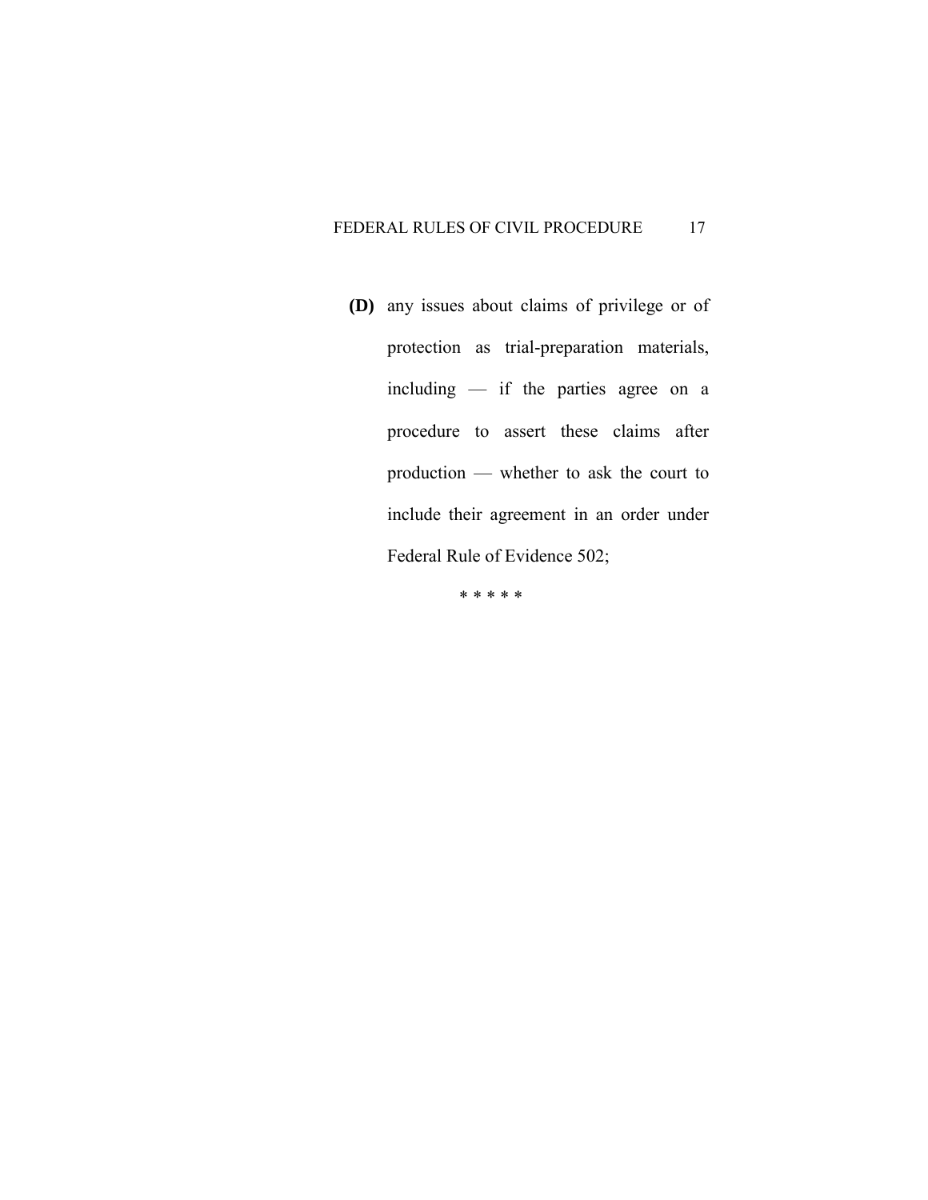**(D)** any issues about claims of privilege or of protection as trial-preparation materials, including — if the parties agree on a procedure to assert these claims after production — whether to ask the court to include their agreement in an order under Federal Rule of Evidence 502;

* * * * *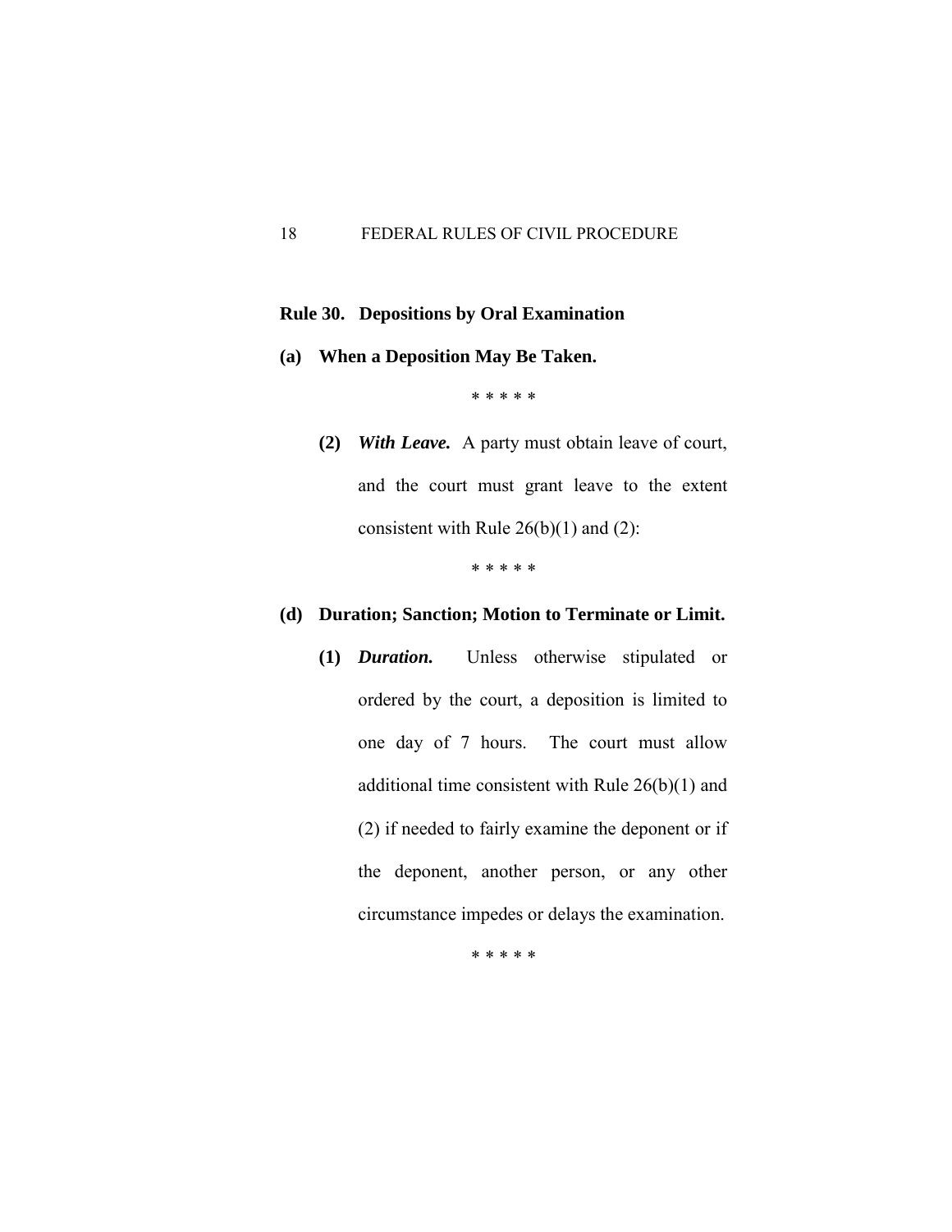## Rule 30. Depositions by Oral Examination

**(a) When a Deposition May Be Taken.**

\* \* \* \* \*

**(2)** ***With Leave.*** A party must obtain leave of court, and the court must grant leave to the extent consistent with Rule 26(b)(1) and (2):

\* \* \* \* \*

**(d) Duration; Sanction; Motion to Terminate or Limit.**

**(1)** ***Duration.*** Unless otherwise stipulated or ordered by the court, a deposition is limited to one day of 7 hours. The court must allow additional time consistent with Rule 26(b)(1) and (2) if needed to fairly examine the deponent or if the deponent, another person, or any other circumstance impedes or delays the examination.

\* \* \* \* \*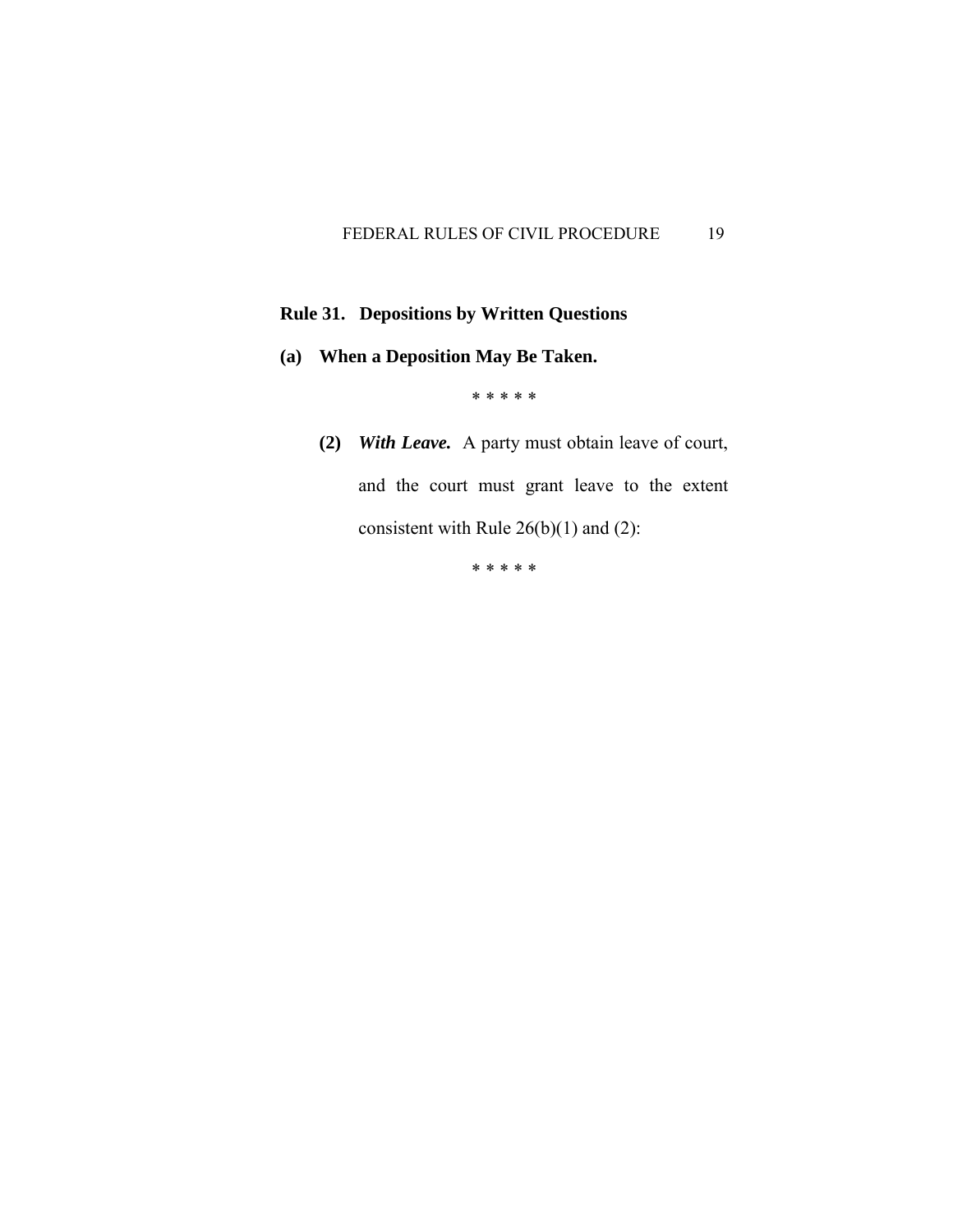## Rule 31. Depositions by Written Questions

**(a) When a Deposition May Be Taken.**

\* \* \* \* \*

**(2)** ***With Leave.*** A party must obtain leave of court, and the court must grant leave to the extent consistent with Rule 26(b)(1) and (2):

\* \* \* \* \*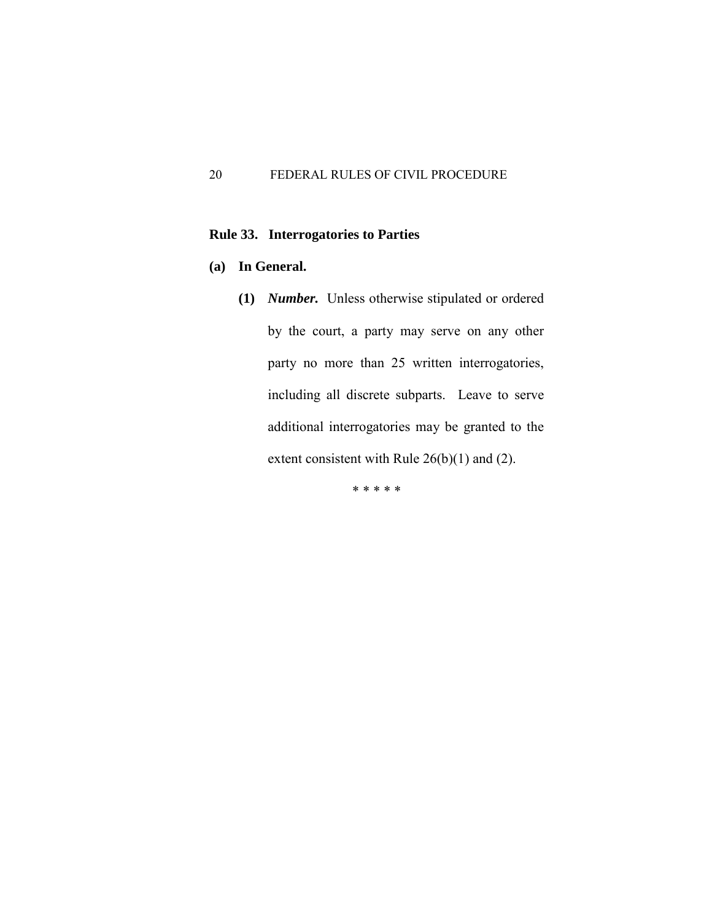## Rule 33. Interrogatories to Parties

### (a) In General.

**(1)** ***Number.*** Unless otherwise stipulated or ordered by the court, a party may serve on any other party no more than 25 written interrogatories, including all discrete subparts. Leave to serve additional interrogatories may be granted to the extent consistent with Rule 26(b)(1) and (2).

\* \* \* \* \*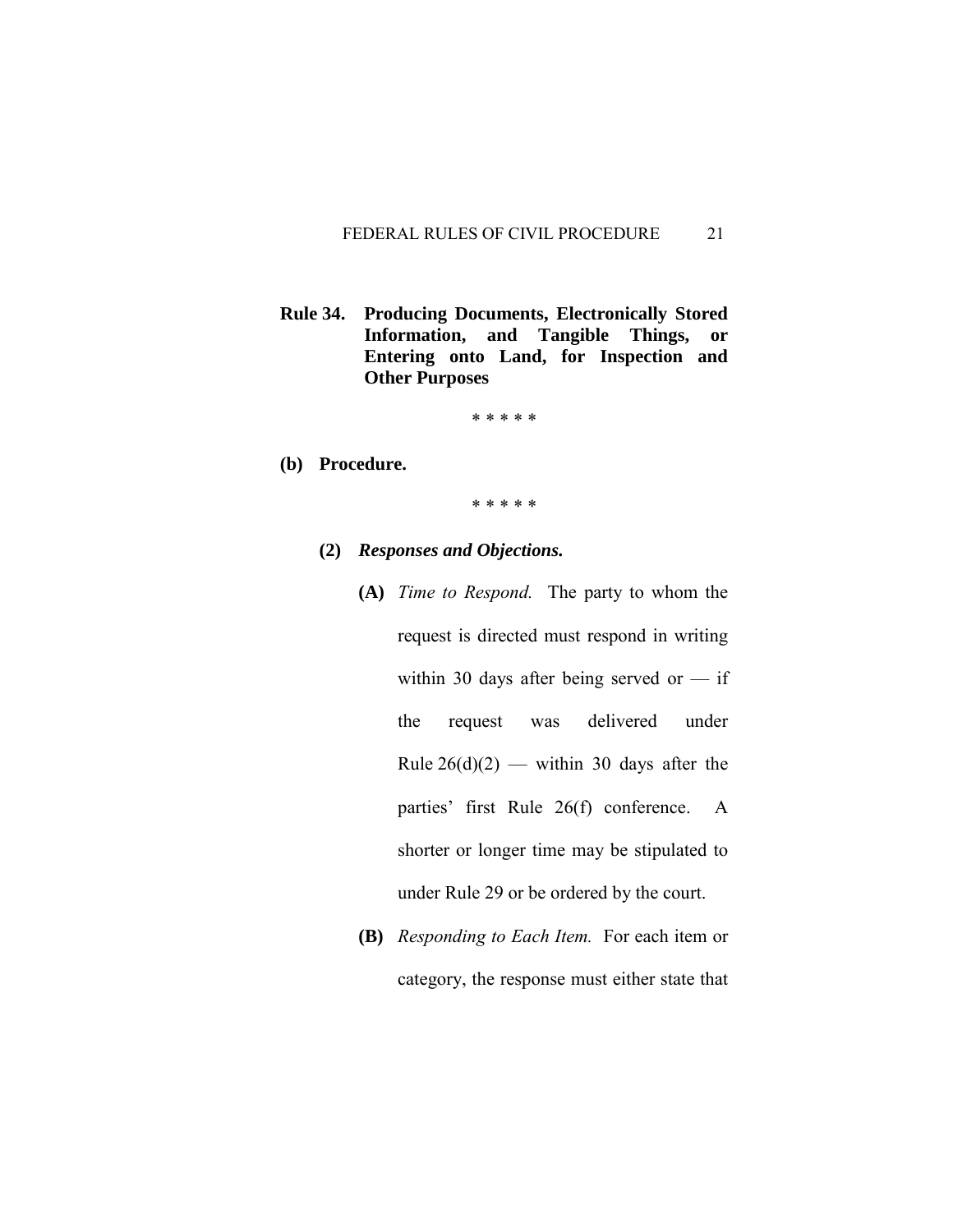## Rule 34. Producing Documents, Electronically Stored Information, and Tangible Things, or Entering onto Land, for Inspection and Other Purposes

\* \* \* \* \*

**(b) Procedure.**

\* \* \* \* \*

**(2)** ***Responses and Objections.***

**(A)** *Time to Respond.* The party to whom the request is directed must respond in writing within 30 days after being served or — if the request was delivered under Rule 26(d)(2) — within 30 days after the parties' first Rule 26(f) conference. A shorter or longer time may be stipulated to under Rule 29 or be ordered by the court.

**(B)** *Responding to Each Item.* For each item or category, the response must either state that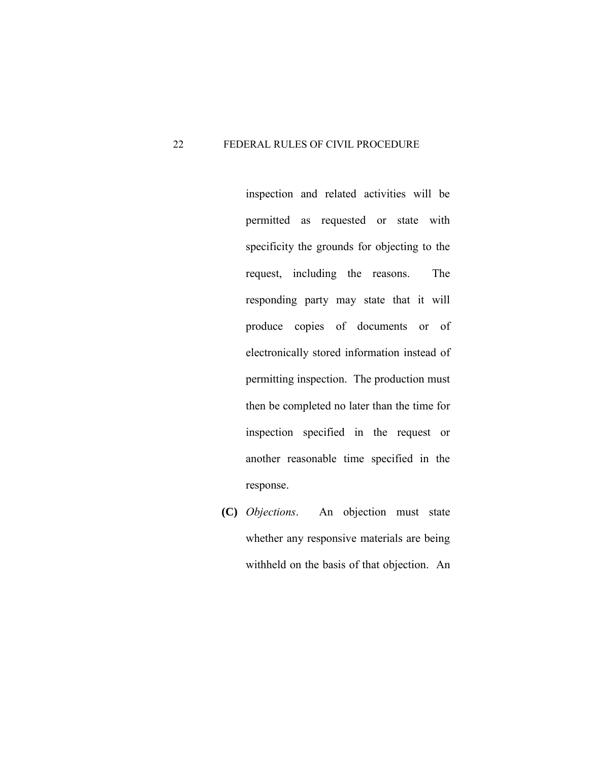inspection and related activities will be permitted as requested or state with specificity the grounds for objecting to the request, including the reasons. The responding party may state that it will produce copies of documents or of electronically stored information instead of permitting inspection. The production must then be completed no later than the time for inspection specified in the request or another reasonable time specified in the response.

**(C)** *Objections*. An objection must state whether any responsive materials are being withheld on the basis of that objection. An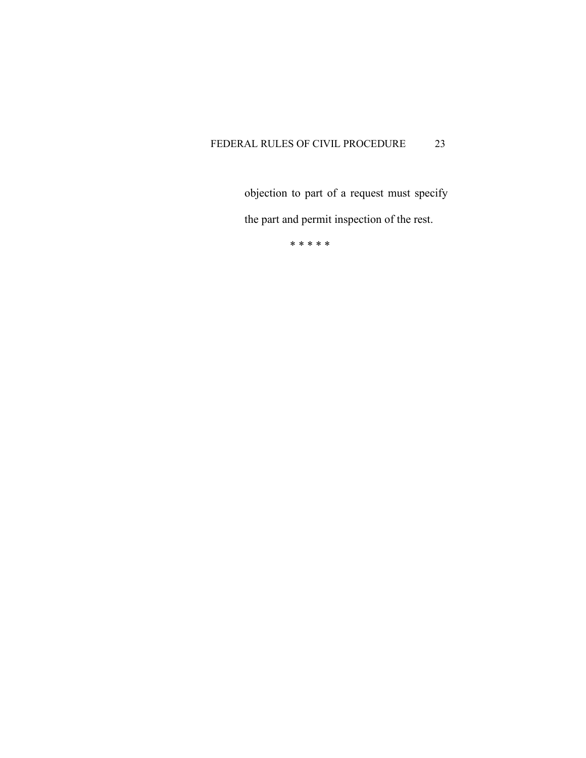objection to part of a request must specify the part and permit inspection of the rest.

* * * * *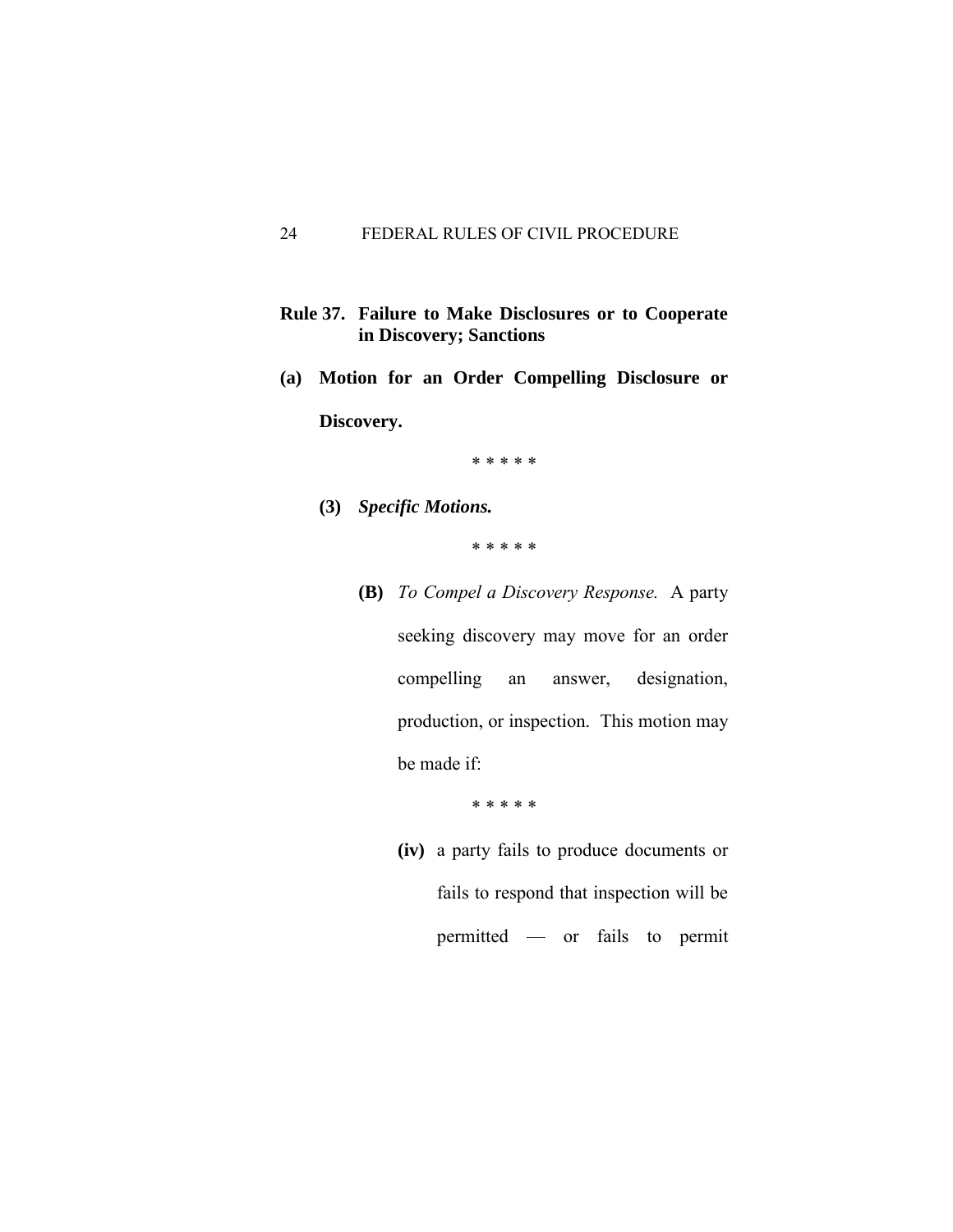## Rule 37. Failure to Make Disclosures or to Cooperate in Discovery; Sanctions

**(a) Motion for an Order Compelling Disclosure or Discovery.**

\* \* \* \* \*

**(3)** ***Specific Motions.***

\* \* \* \* \*

**(B)** *To Compel a Discovery Response.* A party seeking discovery may move for an order compelling an answer, designation, production, or inspection. This motion may be made if:

\* \* \* \* \*

**(iv)** a party fails to produce documents or fails to respond that inspection will be permitted — or fails to permit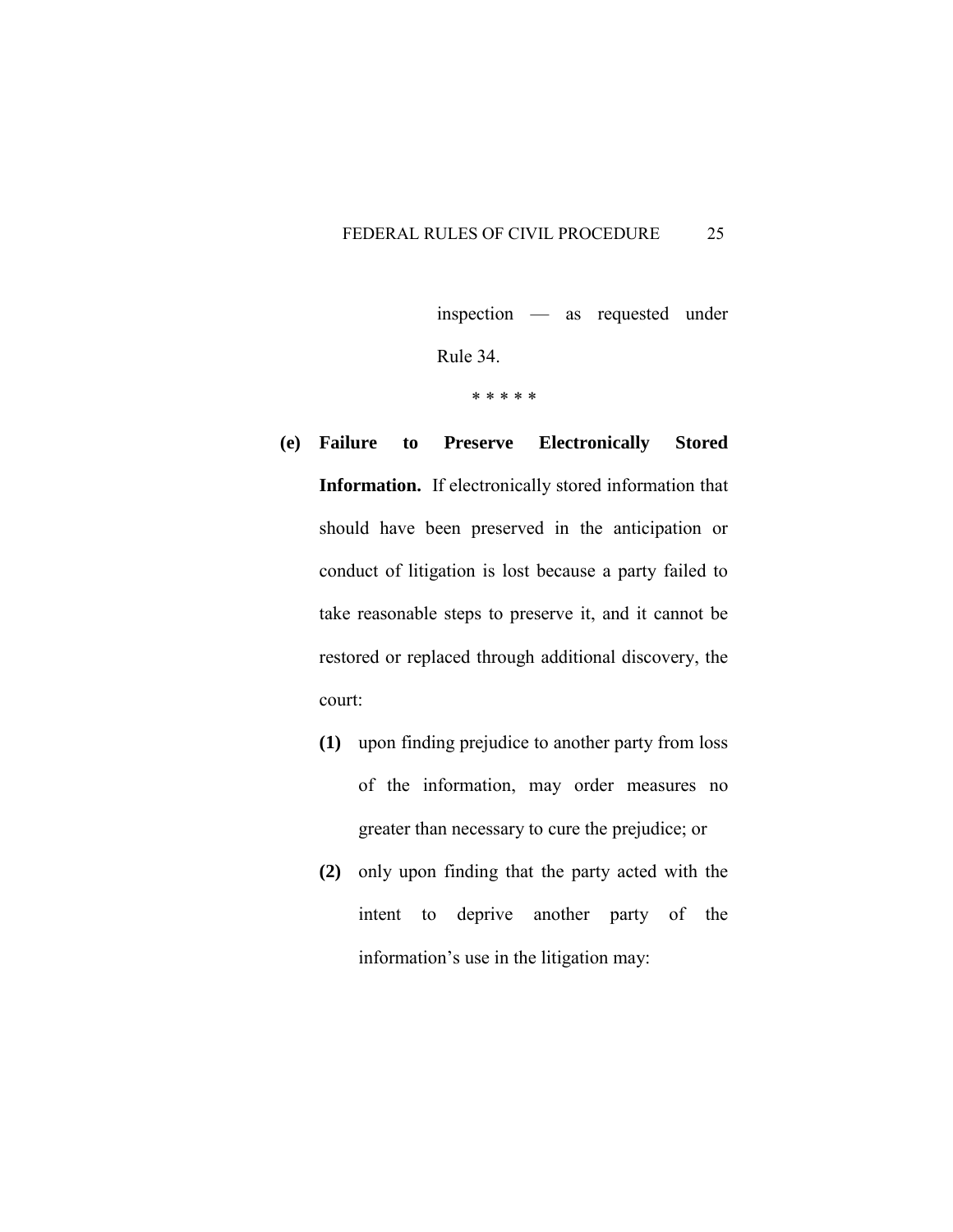inspection — as requested under Rule 34.

\* \* \* \* \*

**(e) Failure to Preserve Electronically Stored Information.** If electronically stored information that should have been preserved in the anticipation or conduct of litigation is lost because a party failed to take reasonable steps to preserve it, and it cannot be restored or replaced through additional discovery, the court:

**(1)** upon finding prejudice to another party from loss of the information, may order measures no greater than necessary to cure the prejudice; or

**(2)** only upon finding that the party acted with the intent to deprive another party of the information's use in the litigation may: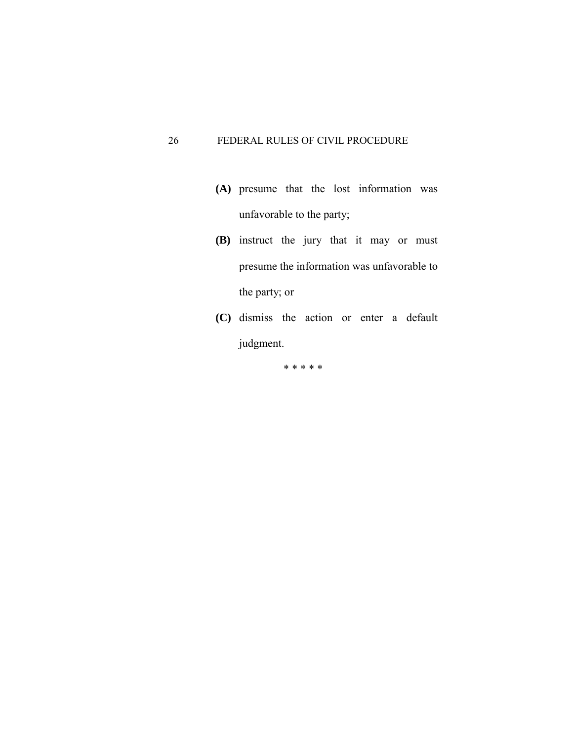**(A)** presume that the lost information was unfavorable to the party;

**(B)** instruct the jury that it may or must presume the information was unfavorable to the party; or

**(C)** dismiss the action or enter a default judgment.

\* \* \* \* \*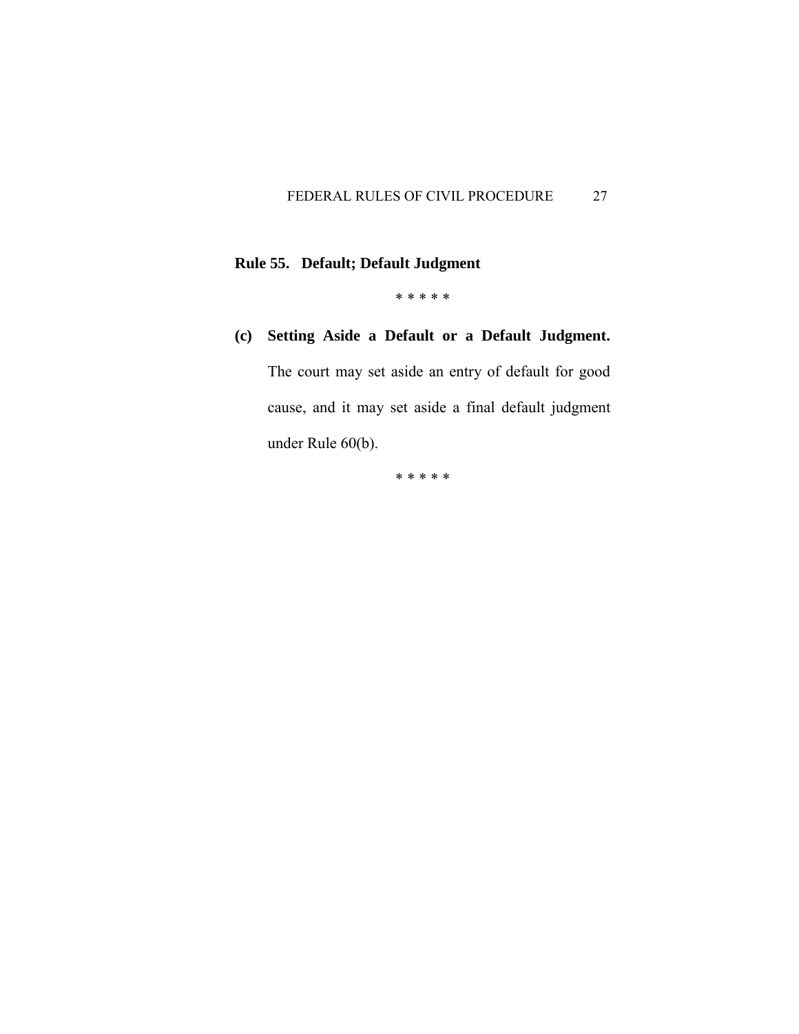## Rule 55. Default; Default Judgment

\* \* \* \* \*

**(c) Setting Aside a Default or a Default Judgment.** The court may set aside an entry of default for good cause, and it may set aside a final default judgment under Rule 60(b).

\* \* \* \* \*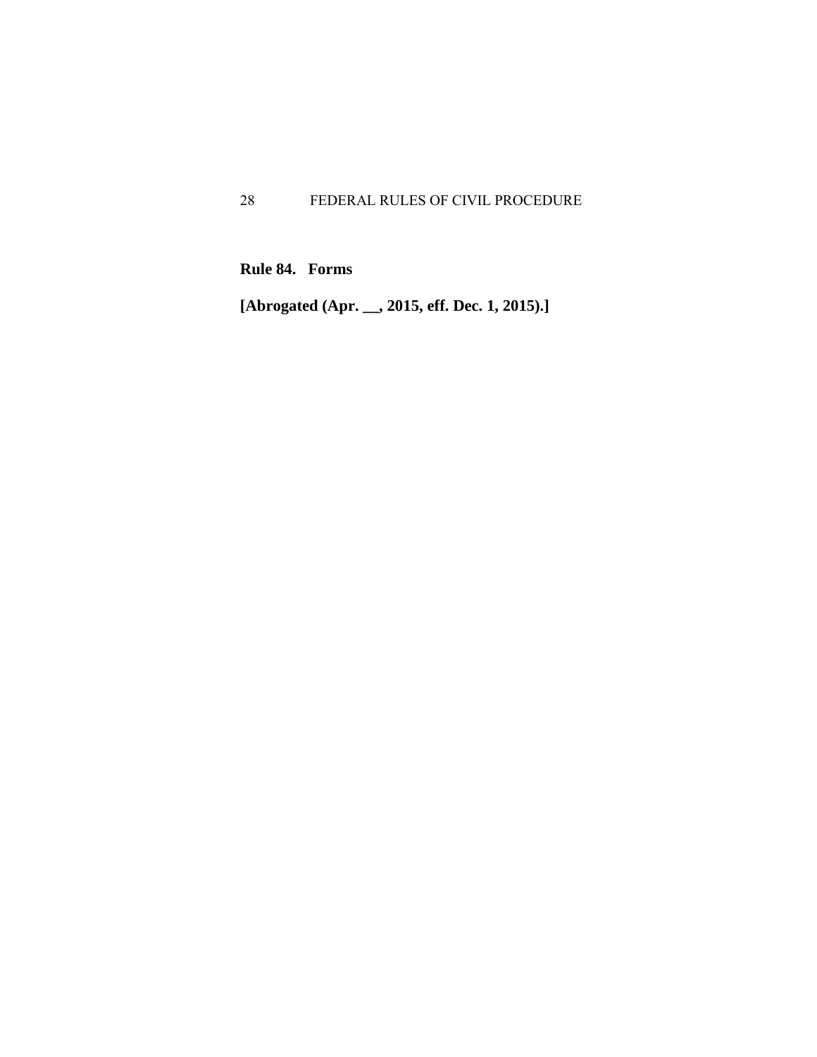**Rule 84. Forms**

**[Abrogated (Apr. __, 2015, eff. Dec. 1, 2015).]**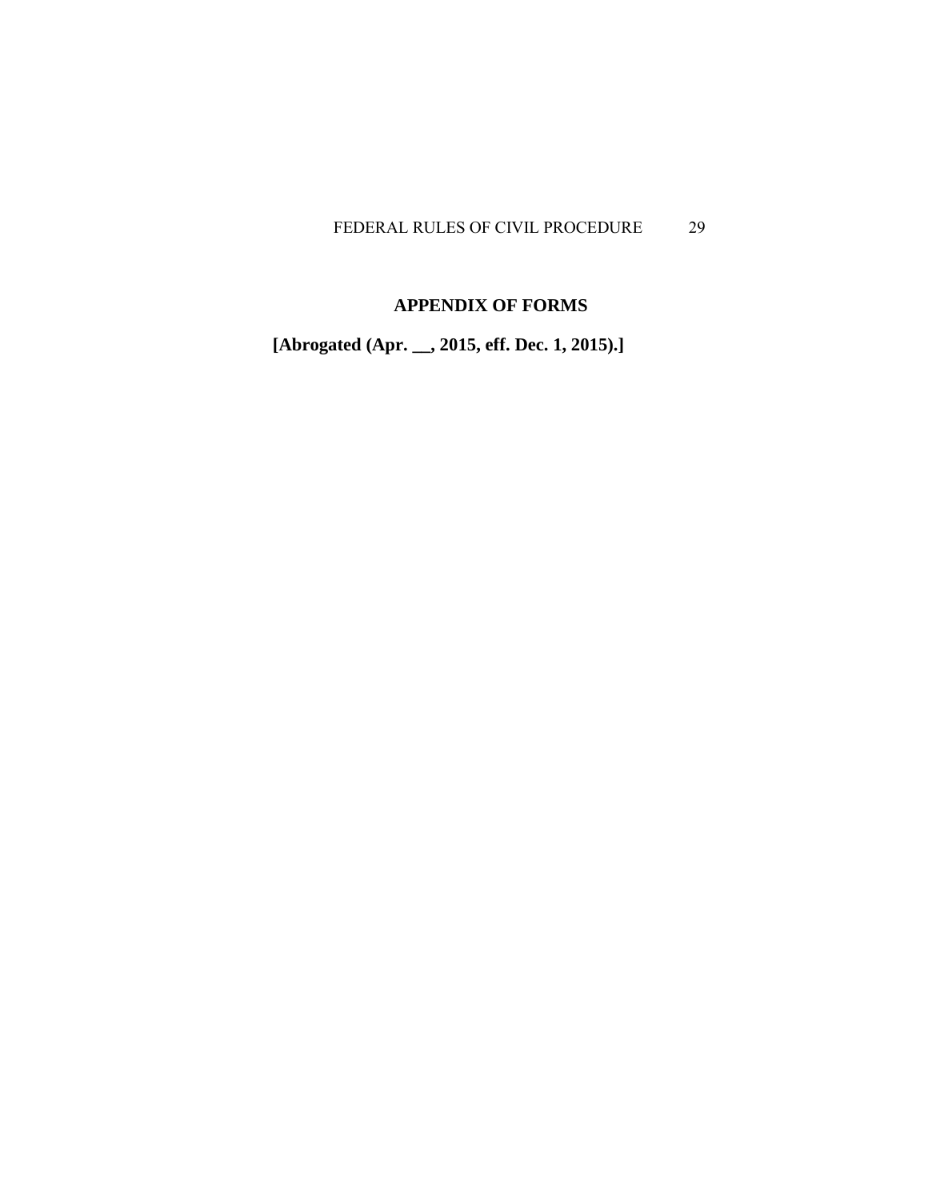## APPENDIX OF FORMS

**[Abrogated (Apr. __, 2015, eff. Dec. 1, 2015).]**